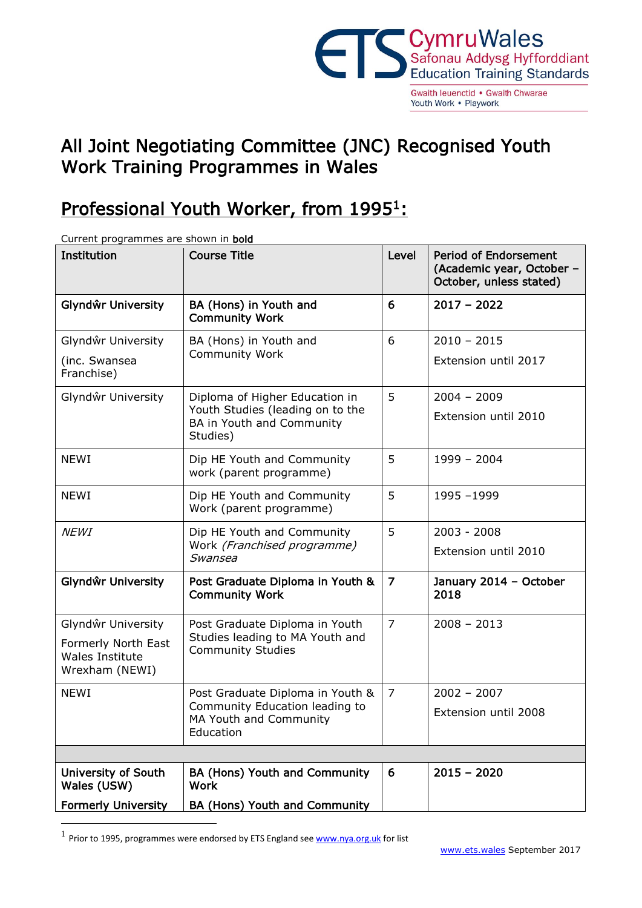CymruWales
Safonau Addysg Hyfforddiant
Education Training Standards

Gwaith Ieuenctid • Gwaith Chwarae
Youth Work • Playwork

# All Joint Negotiating Committee (JNC) Recognised Youth Work Training Programmes in Wales

## Professional Youth Worker, from 1995[1]:

Current programmes are shown in **bold**

| Institution | Course Title | Level | Period of Endorsement (Academic year, October – October, unless stated) |
|---|---|---|---|
| **Glyndŵr University** | **BA (Hons) in Youth and Community Work** | **6** | **2017 – 2022** |
| Glyndŵr University (inc. Swansea Franchise) | BA (Hons) in Youth and Community Work | 6 | 2010 – 2015 Extension until 2017 |
| Glyndŵr University | Diploma of Higher Education in Youth Studies (leading on to the BA in Youth and Community Studies) | 5 | 2004 – 2009 Extension until 2010 |
| NEWI | Dip HE Youth and Community work (parent programme) | 5 | 1999 – 2004 |
| NEWI | Dip HE Youth and Community Work (parent programme) | 5 | 1995 –1999 |
| *NEWI* | Dip HE Youth and Community Work *(Franchised programme) Swansea* | 5 | 2003 - 2008 Extension until 2010 |
| **Glyndŵr University** | **Post Graduate Diploma in Youth & Community Work** | **7** | **January 2014 – October 2018** |
| Glyndŵr University Formerly North East Wales Institute Wrexham (NEWI) | Post Graduate Diploma in Youth Studies leading to MA Youth and Community Studies | 7 | 2008 – 2013 |
| NEWI | Post Graduate Diploma in Youth & Community Education leading to MA Youth and Community Education | 7 | 2002 – 2007 Extension until 2008 |
| | | | |
| **University of South Wales (USW) Formerly University** | **BA (Hons) Youth and Community Work BA (Hons) Youth and Community** | **6** | **2015 – 2020** |

[1] Prior to 1995, programmes were endorsed by ETS England see www.nya.org.uk for list

www.ets.wales September 2017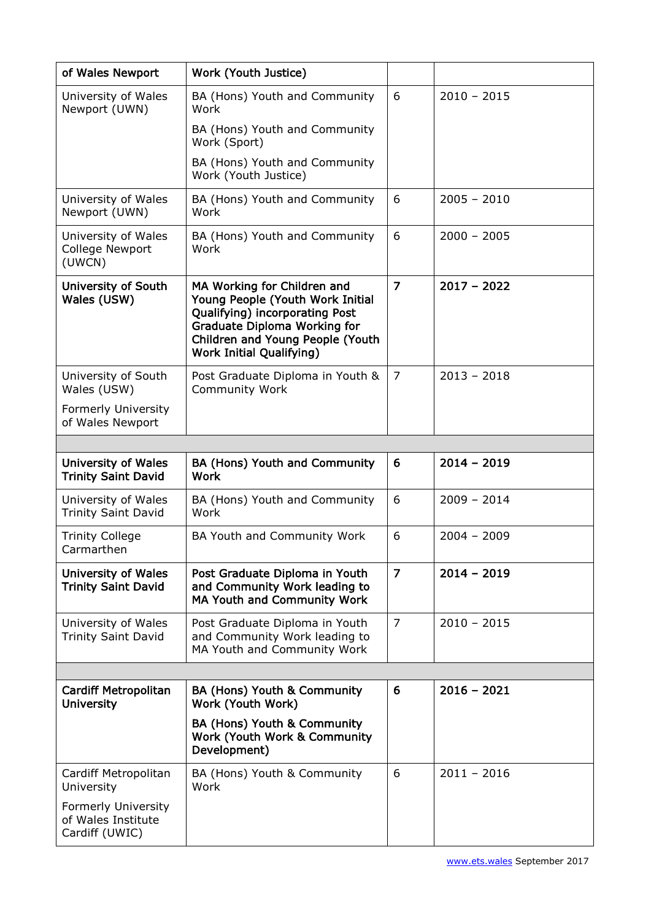| | | | |
|---|---|---|---|
| **of Wales Newport** | **Work (Youth Justice)** | | |
| University of Wales Newport (UWN) | BA (Hons) Youth and Community Work<br><br>BA (Hons) Youth and Community Work (Sport)<br><br>BA (Hons) Youth and Community Work (Youth Justice) | 6 | 2010 – 2015 |
| University of Wales Newport (UWN) | BA (Hons) Youth and Community Work | 6 | 2005 – 2010 |
| University of Wales College Newport (UWCN) | BA (Hons) Youth and Community Work | 6 | 2000 – 2005 |
| **University of South Wales (USW)** | **MA Working for Children and Young People (Youth Work Initial Qualifying) incorporating Post Graduate Diploma Working for Children and Young People (Youth Work Initial Qualifying)** | **7** | **2017 – 2022** |
| University of South Wales (USW)<br><br>Formerly University of Wales Newport | Post Graduate Diploma in Youth & Community Work | 7 | 2013 – 2018 |
| | | | |
| **University of Wales Trinity Saint David** | **BA (Hons) Youth and Community Work** | **6** | **2014 – 2019** |
| University of Wales Trinity Saint David | BA (Hons) Youth and Community Work | 6 | 2009 – 2014 |
| Trinity College Carmarthen | BA Youth and Community Work | 6 | 2004 – 2009 |
| **University of Wales Trinity Saint David** | **Post Graduate Diploma in Youth and Community Work leading to MA Youth and Community Work** | **7** | **2014 – 2019** |
| University of Wales Trinity Saint David | Post Graduate Diploma in Youth and Community Work leading to MA Youth and Community Work | 7 | 2010 – 2015 |
| | | | |
| **Cardiff Metropolitan University** | **BA (Hons) Youth & Community Work (Youth Work)**<br><br>**BA (Hons) Youth & Community Work (Youth Work & Community Development)** | **6** | **2016 – 2021** |
| Cardiff Metropolitan University<br><br>Formerly University of Wales Institute Cardiff (UWIC) | BA (Hons) Youth & Community Work | 6 | 2011 – 2016 |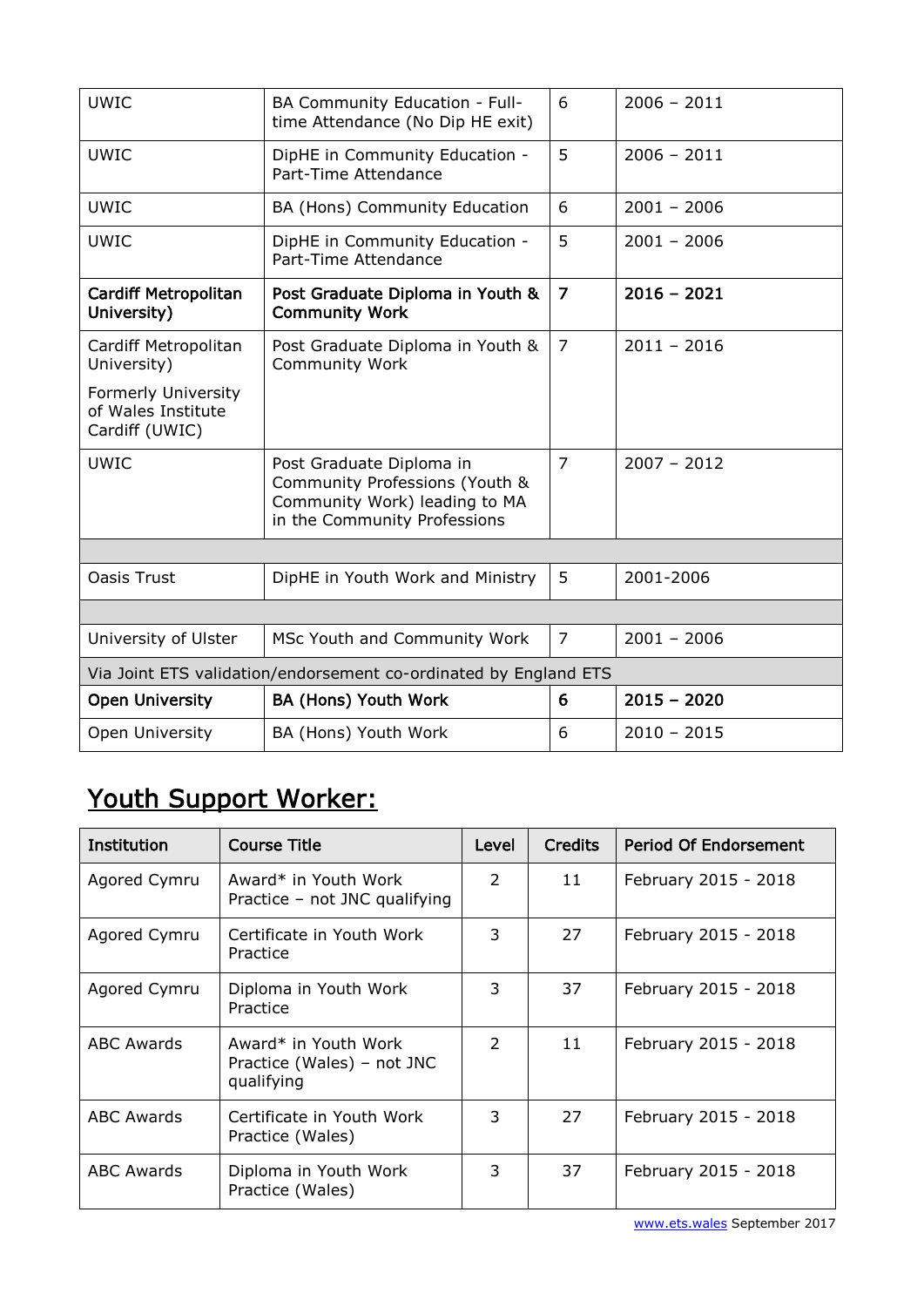| UWIC | BA Community Education - Full-time Attendance (No Dip HE exit) | 6 | 2006 – 2011 |
|---|---|---|---|
| UWIC | DipHE in Community Education - Part-Time Attendance | 5 | 2006 – 2011 |
| UWIC | BA (Hons) Community Education | 6 | 2001 – 2006 |
| UWIC | DipHE in Community Education - Part-Time Attendance | 5 | 2001 – 2006 |
| **Cardiff Metropolitan University)** | **Post Graduate Diploma in Youth & Community Work** | **7** | **2016 – 2021** |
| Cardiff Metropolitan University)<br><br>Formerly University of Wales Institute Cardiff (UWIC) | Post Graduate Diploma in Youth & Community Work | 7 | 2011 – 2016 |
| UWIC | Post Graduate Diploma in Community Professions (Youth & Community Work) leading to MA in the Community Professions | 7 | 2007 – 2012 |
| | | | |
| Oasis Trust | DipHE in Youth Work and Ministry | 5 | 2001-2006 |
| | | | |
| University of Ulster | MSc Youth and Community Work | 7 | 2001 – 2006 |
| Via Joint ETS validation/endorsement co-ordinated by England ETS | | | |
| **Open University** | **BA (Hons) Youth Work** | **6** | **2015 – 2020** |
| Open University | BA (Hons) Youth Work | 6 | 2010 – 2015 |

## Youth Support Worker:

| Institution | Course Title | Level | Credits | Period Of Endorsement |
|---|---|---|---|---|
| Agored Cymru | Award* in Youth Work Practice – not JNC qualifying | 2 | 11 | February 2015 - 2018 |
| Agored Cymru | Certificate in Youth Work Practice | 3 | 27 | February 2015 - 2018 |
| Agored Cymru | Diploma in Youth Work Practice | 3 | 37 | February 2015 - 2018 |
| ABC Awards | Award* in Youth Work Practice (Wales) – not JNC qualifying | 2 | 11 | February 2015 - 2018 |
| ABC Awards | Certificate in Youth Work Practice (Wales) | 3 | 27 | February 2015 - 2018 |
| ABC Awards | Diploma in Youth Work Practice (Wales) | 3 | 37 | February 2015 - 2018 |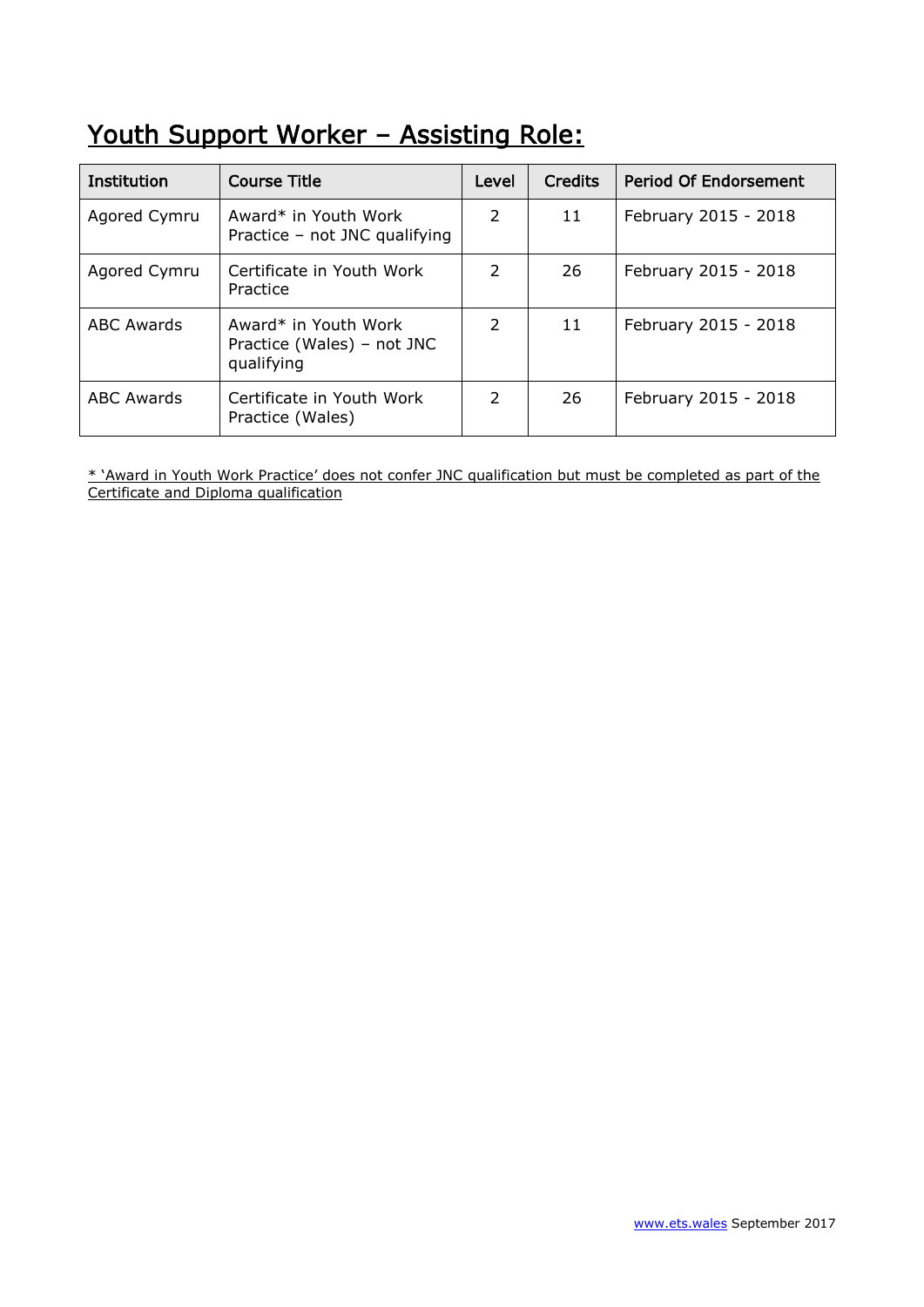## Youth Support Worker – Assisting Role:

| Institution | Course Title | Level | Credits | Period Of Endorsement |
|---|---|---|---|---|
| Agored Cymru | Award* in Youth Work Practice – not JNC qualifying | 2 | 11 | February 2015 - 2018 |
| Agored Cymru | Certificate in Youth Work Practice | 2 | 26 | February 2015 - 2018 |
| ABC Awards | Award* in Youth Work Practice (Wales) – not JNC qualifying | 2 | 11 | February 2015 - 2018 |
| ABC Awards | Certificate in Youth Work Practice (Wales) | 2 | 26 | February 2015 - 2018 |

* 'Award in Youth Work Practice' does not confer JNC qualification but must be completed as part of the Certificate and Diploma qualification

www.ets.wales September 2017